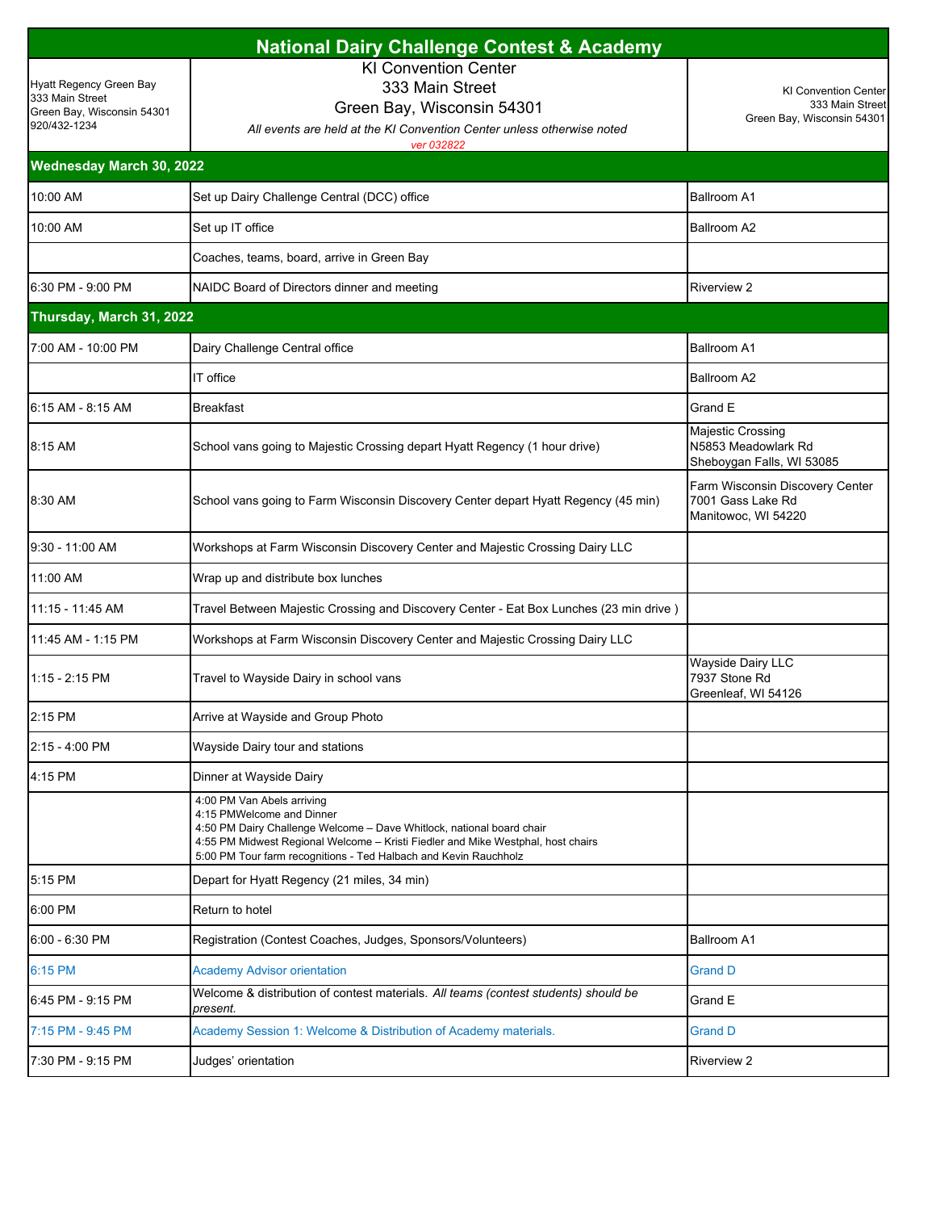# National Dairy Challenge Contest & Academy

| Hyatt Regency Green Bay<br>333 Main Street<br>Green Bay, Wisconsin 54301<br>920/432-1234 | KI Convention Center<br>333 Main Street<br>Green Bay, Wisconsin 54301<br>*All events are held at the KI Convention Center unless otherwise noted*<br>*ver 032822* | KI Convention Center<br>333 Main Street<br>Green Bay, Wisconsin 54301 |
|---|---|---|
| **Wednesday March 30, 2022** | | |
| 10:00 AM | Set up Dairy Challenge Central (DCC) office | Ballroom A1 |
| 10:00 AM | Set up IT office | Ballroom A2 |
| | Coaches, teams, board, arrive in Green Bay | |
| 6:30 PM - 9:00 PM | NAIDC Board of Directors dinner and meeting | Riverview 2 |
| **Thursday, March 31, 2022** | | |
| 7:00 AM - 10:00 PM | Dairy Challenge Central office | Ballroom A1 |
| | IT office | Ballroom A2 |
| 6:15 AM - 8:15 AM | Breakfast | Grand E |
| 8:15 AM | School vans going to Majestic Crossing depart Hyatt Regency (1 hour drive) | Majestic Crossing<br>N5853 Meadowlark Rd<br>Sheboygan Falls, WI 53085 |
| 8:30 AM | School vans going to Farm Wisconsin Discovery Center depart Hyatt Regency (45 min) | Farm Wisconsin Discovery Center<br>7001 Gass Lake Rd<br>Manitowoc, WI 54220 |
| 9:30 - 11:00 AM | Workshops at Farm Wisconsin Discovery Center and Majestic Crossing Dairy LLC | |
| 11:00 AM | Wrap up and distribute box lunches | |
| 11:15 - 11:45 AM | Travel Between Majestic Crossing and Discovery Center - Eat Box Lunches (23 min drive ) | |
| 11:45 AM - 1:15 PM | Workshops at Farm Wisconsin Discovery Center and Majestic Crossing Dairy LLC | |
| 1:15 - 2:15 PM | Travel to Wayside Dairy in school vans | Wayside Dairy LLC<br>7937 Stone Rd<br>Greenleaf, WI 54126 |
| 2:15 PM | Arrive at Wayside and Group Photo | |
| 2:15 - 4:00 PM | Wayside Dairy tour and stations | |
| 4:15 PM | Dinner at Wayside Dairy | |
| | 4:00 PM Van Abels arriving<br>4:15 PMWelcome and Dinner<br>4:50 PM Dairy Challenge Welcome – Dave Whitlock, national board chair<br>4:55 PM Midwest Regional Welcome – Kristi Fiedler and Mike Westphal, host chairs<br>5:00 PM Tour farm recognitions - Ted Halbach and Kevin Rauchholz | |
| 5:15 PM | Depart for Hyatt Regency (21 miles, 34 min) | |
| 6:00 PM | Return to hotel | |
| 6:00 - 6:30 PM | Registration (Contest Coaches, Judges, Sponsors/Volunteers) | Ballroom A1 |
| 6:15 PM | Academy Advisor orientation | Grand D |
| 6:45 PM - 9:15 PM | Welcome & distribution of contest materials. *All teams (contest students) should be present.* | Grand E |
| 7:15 PM - 9:45 PM | Academy Session 1: Welcome & Distribution of Academy materials. | Grand D |
| 7:30 PM - 9:15 PM | Judges' orientation | Riverview 2 |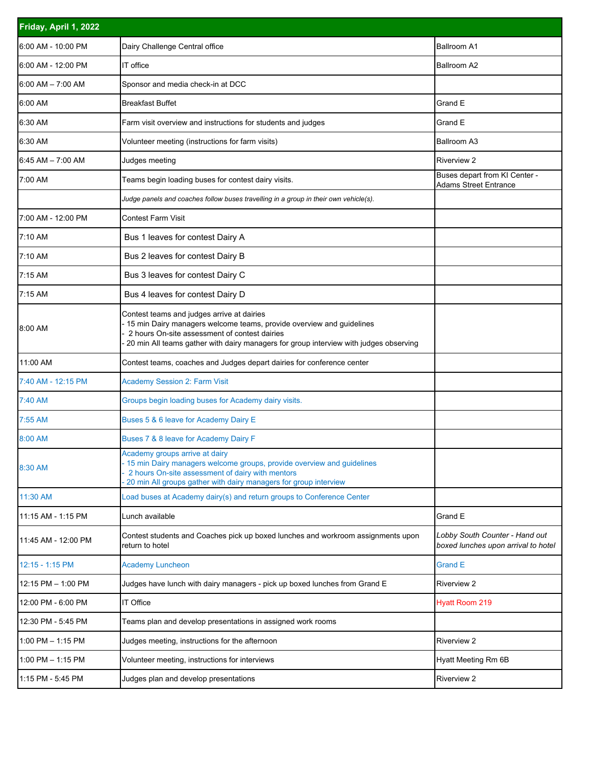| Friday, April 1, 2022 | | |
|---|---|---|
| 6:00 AM - 10:00 PM | Dairy Challenge Central office | Ballroom A1 |
| 6:00 AM - 12:00 PM | IT office | Ballroom A2 |
| 6:00 AM – 7:00 AM | Sponsor and media check-in at DCC | |
| 6:00 AM | Breakfast Buffet | Grand E |
| 6:30 AM | Farm visit overview and instructions for students and judges | Grand E |
| 6:30 AM | Volunteer meeting (instructions for farm visits) | Ballroom A3 |
| 6:45 AM – 7:00 AM | Judges meeting | Riverview 2 |
| 7:00 AM | Teams begin loading buses for contest dairy visits. | Buses depart from KI Center - Adams Street Entrance |
| | *Judge panels and coaches follow buses travelling in a group in their own vehicle(s).* | |
| 7:00 AM - 12:00 PM | Contest Farm Visit | |
| 7:10 AM | Bus 1 leaves for contest Dairy A | |
| 7:10 AM | Bus 2 leaves for contest Dairy B | |
| 7:15 AM | Bus 3 leaves for contest Dairy C | |
| 7:15 AM | Bus 4 leaves for contest Dairy D | |
| 8:00 AM | Contest teams and judges arrive at dairies<br>- 15 min Dairy managers welcome teams, provide overview and guidelines<br>- 2 hours On-site assessment of contest dairies<br>- 20 min All teams gather with dairy managers for group interview with judges observing | |
| 11:00 AM | Contest teams, coaches and Judges depart dairies for conference center | |
| 7:40 AM - 12:15 PM | Academy Session 2: Farm Visit | |
| 7:40 AM | Groups begin loading buses for Academy dairy visits. | |
| 7:55 AM | Buses 5 & 6 leave for Academy Dairy E | |
| 8:00 AM | Buses 7 & 8 leave for Academy Dairy F | |
| 8:30 AM | Academy groups arrive at dairy<br>- 15 min Dairy managers welcome groups, provide overview and guidelines<br>- 2 hours On-site assessment of dairy with mentors<br>- 20 min All groups gather with dairy managers for group interview | |
| 11:30 AM | Load buses at Academy dairy(s) and return groups to Conference Center | |
| 11:15 AM - 1:15 PM | Lunch available | Grand E |
| 11:45 AM - 12:00 PM | Contest students and Coaches pick up boxed lunches and workroom assignments upon return to hotel | *Lobby South Counter - Hand out boxed lunches upon arrival to hotel* |
| 12:15 - 1:15 PM | Academy Luncheon | Grand E |
| 12:15 PM – 1:00 PM | Judges have lunch with dairy managers - pick up boxed lunches from Grand E | Riverview 2 |
| 12:00 PM - 6:00 PM | IT Office | Hyatt Room 219 |
| 12:30 PM - 5:45 PM | Teams plan and develop presentations in assigned work rooms | |
| 1:00 PM – 1:15 PM | Judges meeting, instructions for the afternoon | Riverview 2 |
| 1:00 PM – 1:15 PM | Volunteer meeting, instructions for interviews | Hyatt Meeting Rm 6B |
| 1:15 PM - 5:45 PM | Judges plan and develop presentations | Riverview 2 |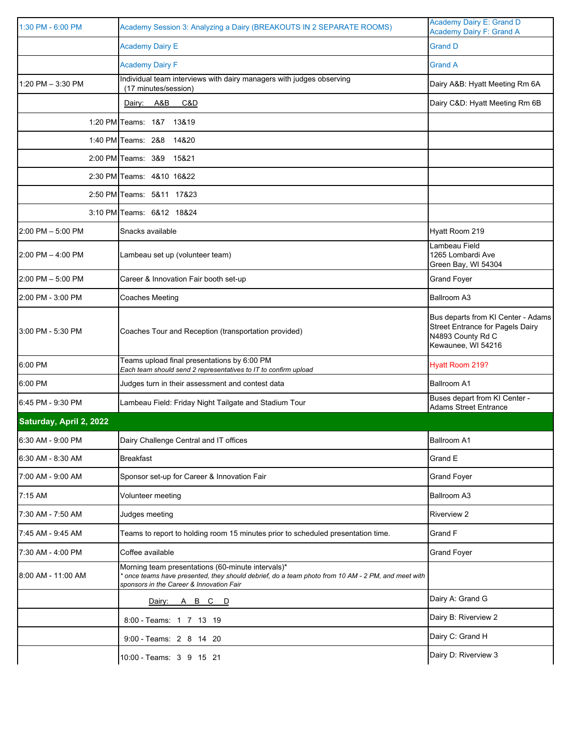| | | |
|---|---|---|
| 1:30 PM - 6:00 PM | Academy Session 3: Analyzing a Dairy (BREAKOUTS IN 2 SEPARATE ROOMS) | Academy Dairy E: Grand D<br>Academy Dairy F: Grand A |
| | Academy Dairy E | Grand D |
| | Academy Dairy F | Grand A |
| 1:20 PM – 3:30 PM | Individual team interviews with dairy managers with judges observing (17 minutes/session) | Dairy A&B: Hyatt Meeting Rm 6A |
| | Dairy: A&B C&D | Dairy C&D: Hyatt Meeting Rm 6B |
| 1:20 PM | Teams: 1&7 13&19 | |
| 1:40 PM | Teams: 2&8 14&20 | |
| 2:00 PM | Teams: 3&9 15&21 | |
| 2:30 PM | Teams: 4&10 16&22 | |
| 2:50 PM | Teams: 5&11 17&23 | |
| 3:10 PM | Teams: 6&12 18&24 | |
| 2:00 PM – 5:00 PM | Snacks available | Hyatt Room 219 |
| 2:00 PM – 4:00 PM | Lambeau set up (volunteer team) | Lambeau Field<br>1265 Lombardi Ave<br>Green Bay, WI 54304 |
| 2:00 PM – 5:00 PM | Career & Innovation Fair booth set-up | Grand Foyer |
| 2:00 PM - 3:00 PM | Coaches Meeting | Ballroom A3 |
| 3:00 PM - 5:30 PM | Coaches Tour and Reception (transportation provided) | Bus departs from KI Center - Adams Street Entrance for Pagels Dairy<br>N4893 County Rd C<br>Kewaunee, WI 54216 |
| 6:00 PM | Teams upload final presentations by 6:00 PM<br>*Each team should send 2 representatives to IT to confirm upload* | Hyatt Room 219? |
| 6:00 PM | Judges turn in their assessment and contest data | Ballroom A1 |
| 6:45 PM - 9:30 PM | Lambeau Field: Friday Night Tailgate and Stadium Tour | Buses depart from KI Center - Adams Street Entrance |
| **Saturday, April 2, 2022** | | |
| 6:30 AM - 9:00 PM | Dairy Challenge Central and IT offices | Ballroom A1 |
| 6:30 AM - 8:30 AM | Breakfast | Grand E |
| 7:00 AM - 9:00 AM | Sponsor set-up for Career & Innovation Fair | Grand Foyer |
| 7:15 AM | Volunteer meeting | Ballroom A3 |
| 7:30 AM - 7:50 AM | Judges meeting | Riverview 2 |
| 7:45 AM - 9:45 AM | Teams to report to holding room 15 minutes prior to scheduled presentation time. | Grand F |
| 7:30 AM - 4:00 PM | Coffee available | Grand Foyer |
| 8:00 AM - 11:00 AM | Morning team presentations (60-minute intervals)*<br>*\* once teams have presented, they should debrief, do a team photo from 10 AM - 2 PM, and meet with sponsors in the Career & Innovation Fair* | |
| | Dairy: A B C D | Dairy A: Grand G |
| | 8:00 - Teams: 1 7 13 19 | Dairy B: Riverview 2 |
| | 9:00 - Teams: 2 8 14 20 | Dairy C: Grand H |
| | 10:00 - Teams: 3 9 15 21 | Dairy D: Riverview 3 |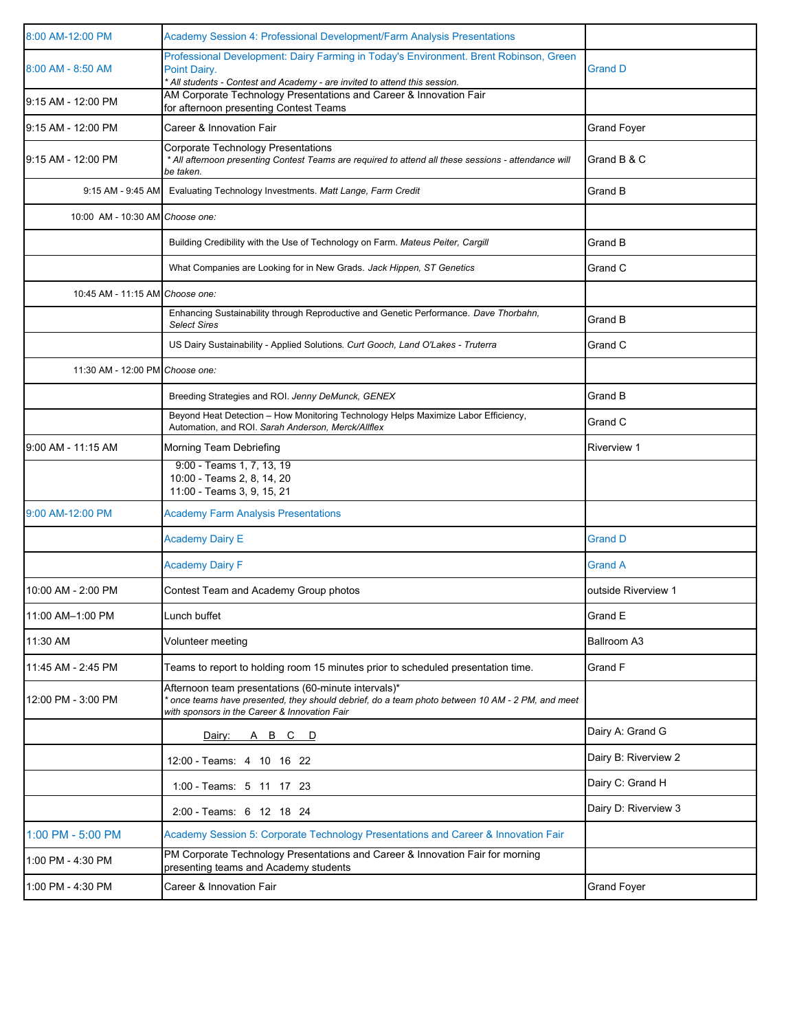| | | |
|---|---|---|
| 8:00 AM-12:00 PM | Academy Session 4: Professional Development/Farm Analysis Presentations | |
| 8:00 AM - 8:50 AM | Professional Development: Dairy Farming in Today's Environment. Brent Robinson, Green Point Dairy. *\* All students - Contest and Academy - are invited to attend this session.* | Grand D |
| 9:15 AM - 12:00 PM | AM Corporate Technology Presentations and Career & Innovation Fair for afternoon presenting Contest Teams | |
| 9:15 AM - 12:00 PM | Career & Innovation Fair | Grand Foyer |
| 9:15 AM - 12:00 PM | Corporate Technology Presentations *\* All afternoon presenting Contest Teams are required to attend all these sessions - attendance will be taken.* | Grand B & C |
| 9:15 AM - 9:45 AM | Evaluating Technology Investments. *Matt Lange, Farm Credit* | Grand B |
| 10:00 AM - 10:30 AM | *Choose one:* | |
| | Building Credibility with the Use of Technology on Farm. *Mateus Peiter, Cargill* | Grand B |
| | What Companies are Looking for in New Grads. *Jack Hippen, ST Genetics* | Grand C |
| 10:45 AM - 11:15 AM | *Choose one:* | |
| | Enhancing Sustainability through Reproductive and Genetic Performance. *Dave Thorbahn, Select Sires* | Grand B |
| | US Dairy Sustainability - Applied Solutions. *Curt Gooch, Land O'Lakes - Truterra* | Grand C |
| 11:30 AM - 12:00 PM | *Choose one:* | |
| | Breeding Strategies and ROI. *Jenny DeMunck, GENEX* | Grand B |
| | Beyond Heat Detection – How Monitoring Technology Helps Maximize Labor Efficiency, Automation, and ROI. *Sarah Anderson, Merck/Allflex* | Grand C |
| 9:00 AM - 11:15 AM | Morning Team Debriefing | Riverview 1 |
| | 9:00 - Teams 1, 7, 13, 19<br>10:00 - Teams 2, 8, 14, 20<br>11:00 - Teams 3, 9, 15, 21 | |
| 9:00 AM-12:00 PM | Academy Farm Analysis Presentations | |
| | Academy Dairy E | Grand D |
| | Academy Dairy F | Grand A |
| 10:00 AM - 2:00 PM | Contest Team and Academy Group photos | outside Riverview 1 |
| 11:00 AM–1:00 PM | Lunch buffet | Grand E |
| 11:30 AM | Volunteer meeting | Ballroom A3 |
| 11:45 AM - 2:45 PM | Teams to report to holding room 15 minutes prior to scheduled presentation time. | Grand F |
| 12:00 PM - 3:00 PM | Afternoon team presentations (60-minute intervals)\* *\* once teams have presented, they should debrief, do a team photo between 10 AM - 2 PM, and meet with sponsors in the Career & Innovation Fair* | |
| | Dairy: A B C D | Dairy A: Grand G |
| | 12:00 - Teams: 4 10 16 22 | Dairy B: Riverview 2 |
| | 1:00 - Teams: 5 11 17 23 | Dairy C: Grand H |
| | 2:00 - Teams: 6 12 18 24 | Dairy D: Riverview 3 |
| 1:00 PM - 5:00 PM | Academy Session 5: Corporate Technology Presentations and Career & Innovation Fair | |
| 1:00 PM - 4:30 PM | PM Corporate Technology Presentations and Career & Innovation Fair for morning presenting teams and Academy students | |
| 1:00 PM - 4:30 PM | Career & Innovation Fair | Grand Foyer |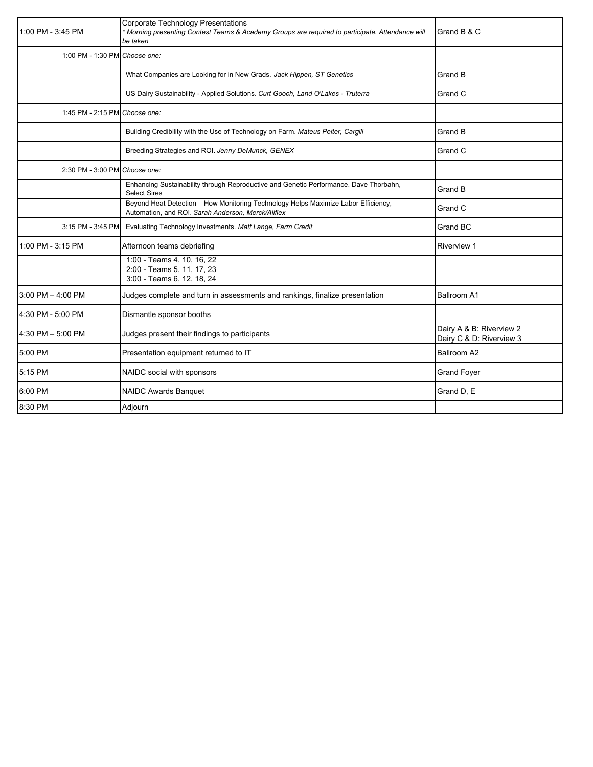| | | |
|---|---|---|
| 1:00 PM - 3:45 PM | Corporate Technology Presentations<br>*\* Morning presenting Contest Teams & Academy Groups are required to participate. Attendance will be taken* | Grand B & C |
| 1:00 PM - 1:30 PM | *Choose one:* | |
| | What Companies are Looking for in New Grads. *Jack Hippen, ST Genetics* | Grand B |
| | US Dairy Sustainability - Applied Solutions. *Curt Gooch, Land O'Lakes - Truterra* | Grand C |
| 1:45 PM - 2:15 PM | *Choose one:* | |
| | Building Credibility with the Use of Technology on Farm. *Mateus Peiter, Cargill* | Grand B |
| | Breeding Strategies and ROI. *Jenny DeMunck, GENEX* | Grand C |
| 2:30 PM - 3:00 PM | *Choose one:* | |
| | Enhancing Sustainability through Reproductive and Genetic Performance. Dave Thorbahn, Select Sires | Grand B |
| | Beyond Heat Detection – How Monitoring Technology Helps Maximize Labor Efficiency, Automation, and ROI. *Sarah Anderson, Merck/Allflex* | Grand C |
| 3:15 PM - 3:45 PM | Evaluating Technology Investments. *Matt Lange, Farm Credit* | Grand BC |
| 1:00 PM - 3:15 PM | Afternoon teams debriefing | Riverview 1 |
| | 1:00 - Teams 4, 10, 16, 22<br>2:00 - Teams 5, 11, 17, 23<br>3:00 - Teams 6, 12, 18, 24 | |
| 3:00 PM – 4:00 PM | Judges complete and turn in assessments and rankings, finalize presentation | Ballroom A1 |
| 4:30 PM - 5:00 PM | Dismantle sponsor booths | |
| 4:30 PM – 5:00 PM | Judges present their findings to participants | Dairy A & B: Riverview 2<br>Dairy C & D: Riverview 3 |
| 5:00 PM | Presentation equipment returned to IT | Ballroom A2 |
| 5:15 PM | NAIDC social with sponsors | Grand Foyer |
| 6:00 PM | NAIDC Awards Banquet | Grand D, E |
| 8:30 PM | Adjourn | |